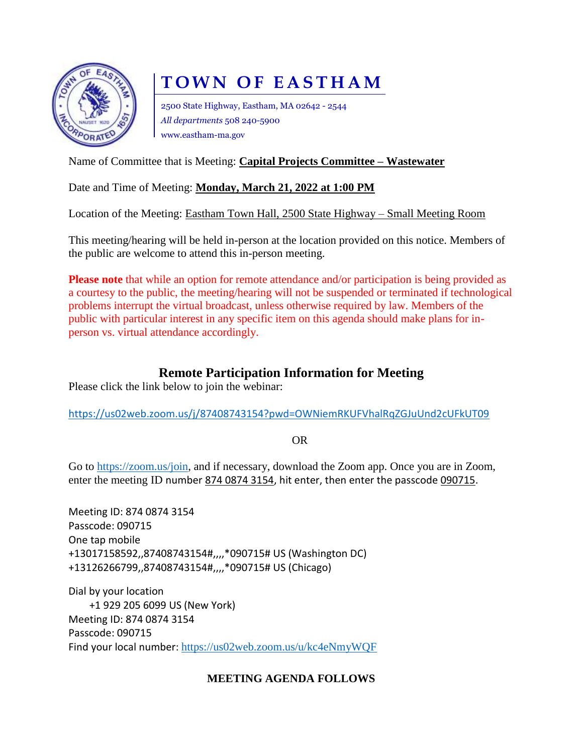# TOWN OF EASTHAM

2500 State Highway, Eastham, MA 02642 - 2544
*All departments* 508 240-5900
www.eastham-ma.gov

Name of Committee that is Meeting: **Capital Projects Committee – Wastewater**

Date and Time of Meeting: **Monday, March 21, 2022 at 1:00 PM**

Location of the Meeting: Eastham Town Hall, 2500 State Highway – Small Meeting Room

This meeting/hearing will be held in-person at the location provided on this notice. Members of the public are welcome to attend this in-person meeting.

**Please note** that while an option for remote attendance and/or participation is being provided as a courtesy to the public, the meeting/hearing will not be suspended or terminated if technological problems interrupt the virtual broadcast, unless otherwise required by law. Members of the public with particular interest in any specific item on this agenda should make plans for in-person vs. virtual attendance accordingly.

## Remote Participation Information for Meeting

Please click the link below to join the webinar:

https://us02web.zoom.us/j/87408743154?pwd=OWNiemRKUFVhalRqZGJuUnd2cUFkUT09

OR

Go to https://zoom.us/join, and if necessary, download the Zoom app. Once you are in Zoom, enter the meeting ID number 874 0874 3154, hit enter, then enter the passcode 090715.

Meeting ID: 874 0874 3154
Passcode: 090715
One tap mobile
+13017158592,,87408743154#,,,,*090715# US (Washington DC)
+13126266799,,87408743154#,,,,*090715# US (Chicago)

Dial by your location
+1 929 205 6099 US (New York)
Meeting ID: 874 0874 3154
Passcode: 090715
Find your local number: https://us02web.zoom.us/u/kc4eNmyWQF

**MEETING AGENDA FOLLOWS**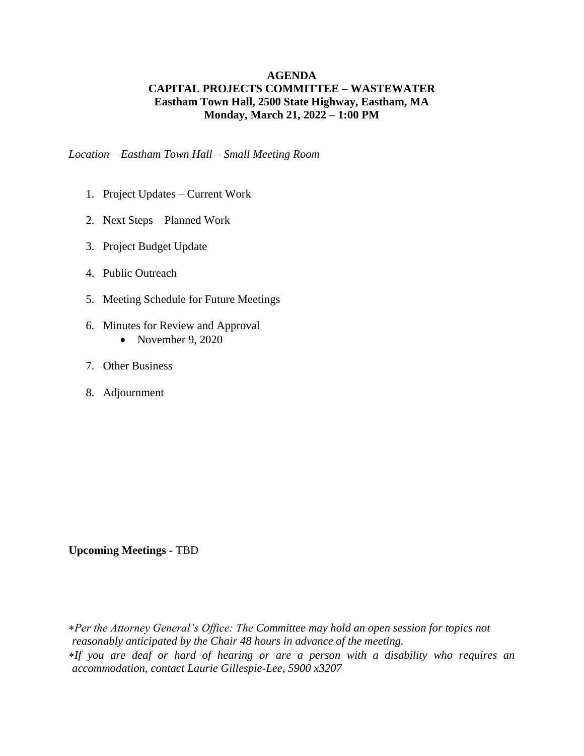# AGENDA

## CAPITAL PROJECTS COMMITTEE – WASTEWATER

**Eastham Town Hall, 2500 State Highway, Eastham, MA**

**Monday, March 21, 2022 – 1:00 PM**

*Location – Eastham Town Hall – Small Meeting Room*

1. Project Updates – Current Work
2. Next Steps – Planned Work
3. Project Budget Update
4. Public Outreach
5. Meeting Schedule for Future Meetings
6. Minutes for Review and Approval
   - November 9, 2020
7. Other Business
8. Adjournment

**Upcoming Meetings** - TBD

*∗Per the Attorney General's Office: The Committee may hold an open session for topics not reasonably anticipated by the Chair 48 hours in advance of the meeting.*

*∗If you are deaf or hard of hearing or are a person with a disability who requires an accommodation, contact Laurie Gillespie-Lee, 5900 x3207*